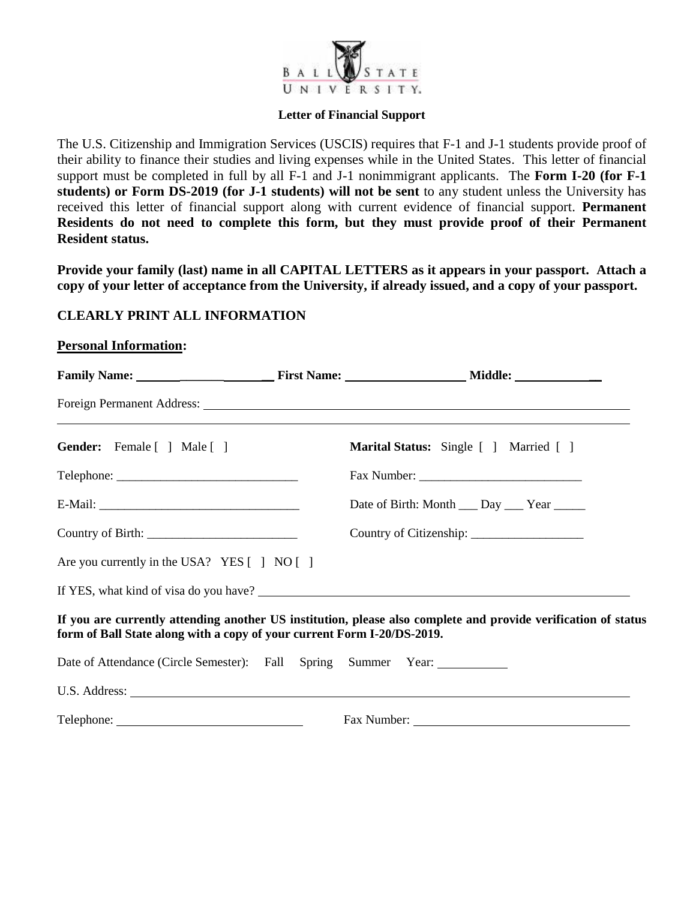BALL STATE UNIVERSITY.

**Letter of Financial Support**

The U.S. Citizenship and Immigration Services (USCIS) requires that F-1 and J-1 students provide proof of their ability to finance their studies and living expenses while in the United States. This letter of financial support must be completed in full by all F-1 and J-1 nonimmigrant applicants. The **Form I-20 (for F-1 students) or Form DS-2019 (for J-1 students) will not be sent** to any student unless the University has received this letter of financial support along with current evidence of financial support. **Permanent Residents do not need to complete this form, but they must provide proof of their Permanent Resident status.**

**Provide your family (last) name in all CAPITAL LETTERS as it appears in your passport. Attach a copy of your letter of acceptance from the University, if already issued, and a copy of your passport.**

**CLEARLY PRINT ALL INFORMATION**

**Personal Information:**

**Family Name:** ____________________ **First Name:** ____________________ **Middle:** ______________

Foreign Permanent Address: ______________________________________________________________

______________________________________________________________________________

**Gender:** Female [ ] Male [ ]

**Marital Status:** Single [ ] Married [ ]

Telephone: _____________________________

Fax Number: __________________________

E-Mail: ________________________________

Date of Birth: Month ___ Day ___ Year _____

Country of Birth: ________________________

Country of Citizenship: __________________

Are you currently in the USA? YES [ ] NO [ ]

If YES, what kind of visa do you have? ____________________________________________________

**If you are currently attending another US institution, please also complete and provide verification of status form of Ball State along with a copy of your current Form I-20/DS-2019.**

Date of Attendance (Circle Semester): Fall Spring Summer Year: ___________

U.S. Address: ______________________________________________________________________

Telephone: _____________________________

Fax Number: ___________________________________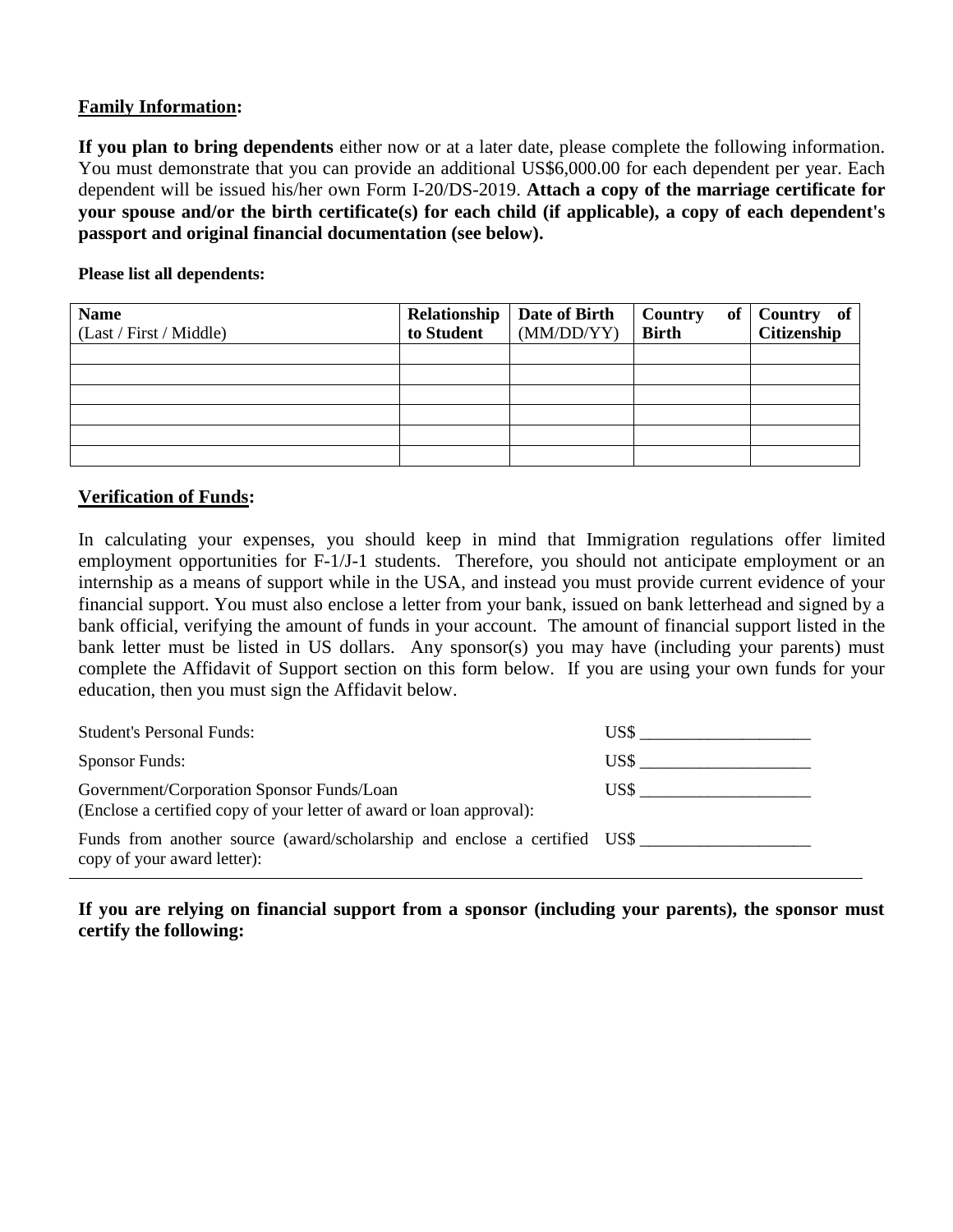**Family Information:**

**If you plan to bring dependents** either now or at a later date, please complete the following information. You must demonstrate that you can provide an additional US$6,000.00 for each dependent per year. Each dependent will be issued his/her own Form I-20/DS-2019. **Attach a copy of the marriage certificate for your spouse and/or the birth certificate(s) for each child (if applicable), a copy of each dependent's passport and original financial documentation (see below).**

**Please list all dependents:**

| **Name** (Last / First / Middle) | **Relationship to Student** | **Date of Birth** (MM/DD/YY) | **Country of Birth** | **Country of Citizenship** |
|---|---|---|---|---|
| | | | | |
| | | | | |
| | | | | |
| | | | | |
| | | | | |
| | | | | |

**Verification of Funds:**

In calculating your expenses, you should keep in mind that Immigration regulations offer limited employment opportunities for F-1/J-1 students. Therefore, you should not anticipate employment or an internship as a means of support while in the USA, and instead you must provide current evidence of your financial support. You must also enclose a letter from your bank, issued on bank letterhead and signed by a bank official, verifying the amount of funds in your account. The amount of financial support listed in the bank letter must be listed in US dollars. Any sponsor(s) you may have (including your parents) must complete the Affidavit of Support section on this form below. If you are using your own funds for your education, then you must sign the Affidavit below.

| | |
|---|---|
| Student's Personal Funds: | US$ ____________________ |
| Sponsor Funds: | US$ ____________________ |
| Government/Corporation Sponsor Funds/Loan (Enclose a certified copy of your letter of award or loan approval): | US$ ____________________ |
| Funds from another source (award/scholarship and enclose a certified copy of your award letter): | US$ ____________________ |

**If you are relying on financial support from a sponsor (including your parents), the sponsor must certify the following:**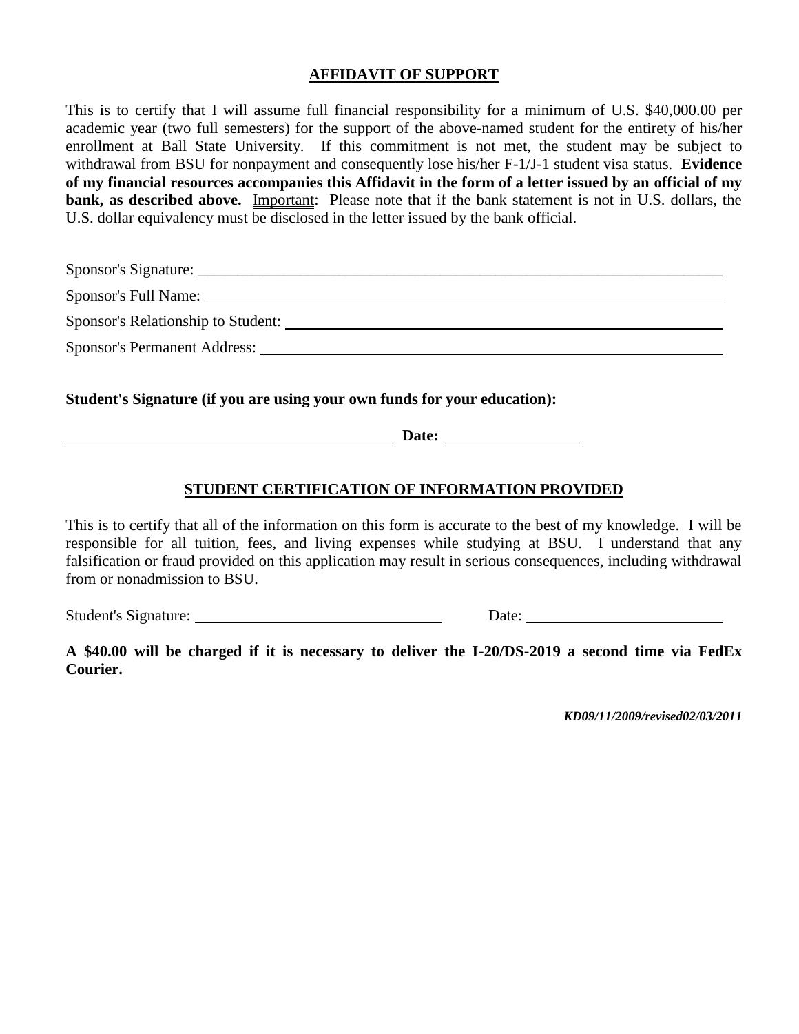## AFFIDAVIT OF SUPPORT

This is to certify that I will assume full financial responsibility for a minimum of U.S. $40,000.00 per academic year (two full semesters) for the support of the above-named student for the entirety of his/her enrollment at Ball State University. If this commitment is not met, the student may be subject to withdrawal from BSU for nonpayment and consequently lose his/her F-1/J-1 student visa status. **Evidence of my financial resources accompanies this Affidavit in the form of a letter issued by an official of my bank, as described above.** Important: Please note that if the bank statement is not in U.S. dollars, the U.S. dollar equivalency must be disclosed in the letter issued by the bank official.

Sponsor's Signature: ______________________________________________

Sponsor's Full Name: ______________________________________________

Sponsor's Relationship to Student: ______________________________________________

Sponsor's Permanent Address: ______________________________________________

**Student's Signature (if you are using your own funds for your education):**

______________________________ **Date:** ______________

## STUDENT CERTIFICATION OF INFORMATION PROVIDED

This is to certify that all of the information on this form is accurate to the best of my knowledge. I will be responsible for all tuition, fees, and living expenses while studying at BSU. I understand that any falsification or fraud provided on this application may result in serious consequences, including withdrawal from or nonadmission to BSU.

Student's Signature: ______________________________ Date: ______________________

**A $40.00 will be charged if it is necessary to deliver the I-20/DS-2019 a second time via FedEx Courier.**

***KD09/11/2009/revised02/03/2011***